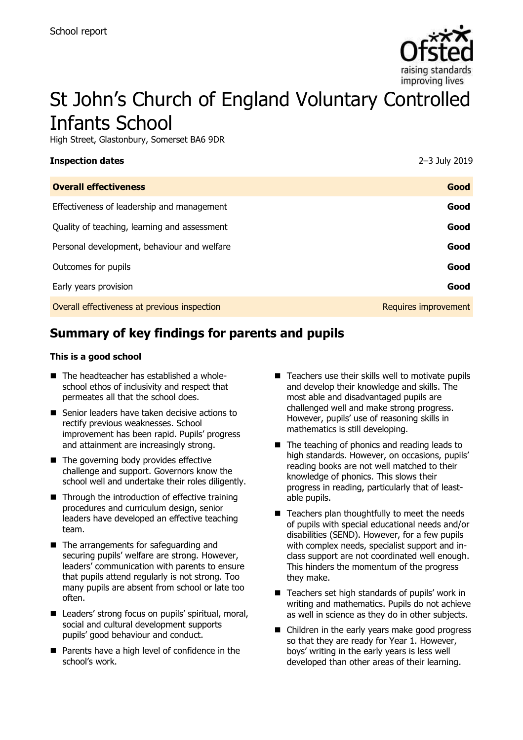School report

# St John's Church of England Voluntary Controlled Infants School

High Street, Glastonbury, Somerset BA6 9DR

| **Inspection dates** | 2–3 July 2019 |
| --- | --- |
| **Overall effectiveness** | **Good** |
| Effectiveness of leadership and management | **Good** |
| Quality of teaching, learning and assessment | **Good** |
| Personal development, behaviour and welfare | **Good** |
| Outcomes for pupils | **Good** |
| Early years provision | **Good** |
| Overall effectiveness at previous inspection | Requires improvement |

## Summary of key findings for parents and pupils

**This is a good school**

- The headteacher has established a whole-school ethos of inclusivity and respect that permeates all that the school does.
- Senior leaders have taken decisive actions to rectify previous weaknesses. School improvement has been rapid. Pupils' progress and attainment are increasingly strong.
- The governing body provides effective challenge and support. Governors know the school well and undertake their roles diligently.
- Through the introduction of effective training procedures and curriculum design, senior leaders have developed an effective teaching team.
- The arrangements for safeguarding and securing pupils' welfare are strong. However, leaders' communication with parents to ensure that pupils attend regularly is not strong. Too many pupils are absent from school or late too often.
- Leaders' strong focus on pupils' spiritual, moral, social and cultural development supports pupils' good behaviour and conduct.
- Parents have a high level of confidence in the school's work.
- Teachers use their skills well to motivate pupils and develop their knowledge and skills. The most able and disadvantaged pupils are challenged well and make strong progress. However, pupils' use of reasoning skills in mathematics is still developing.
- The teaching of phonics and reading leads to high standards. However, on occasions, pupils' reading books are not well matched to their knowledge of phonics. This slows their progress in reading, particularly that of least-able pupils.
- Teachers plan thoughtfully to meet the needs of pupils with special educational needs and/or disabilities (SEND). However, for a few pupils with complex needs, specialist support and in-class support are not coordinated well enough. This hinders the momentum of the progress they make.
- Teachers set high standards of pupils' work in writing and mathematics. Pupils do not achieve as well in science as they do in other subjects.
- Children in the early years make good progress so that they are ready for Year 1. However, boys' writing in the early years is less well developed than other areas of their learning.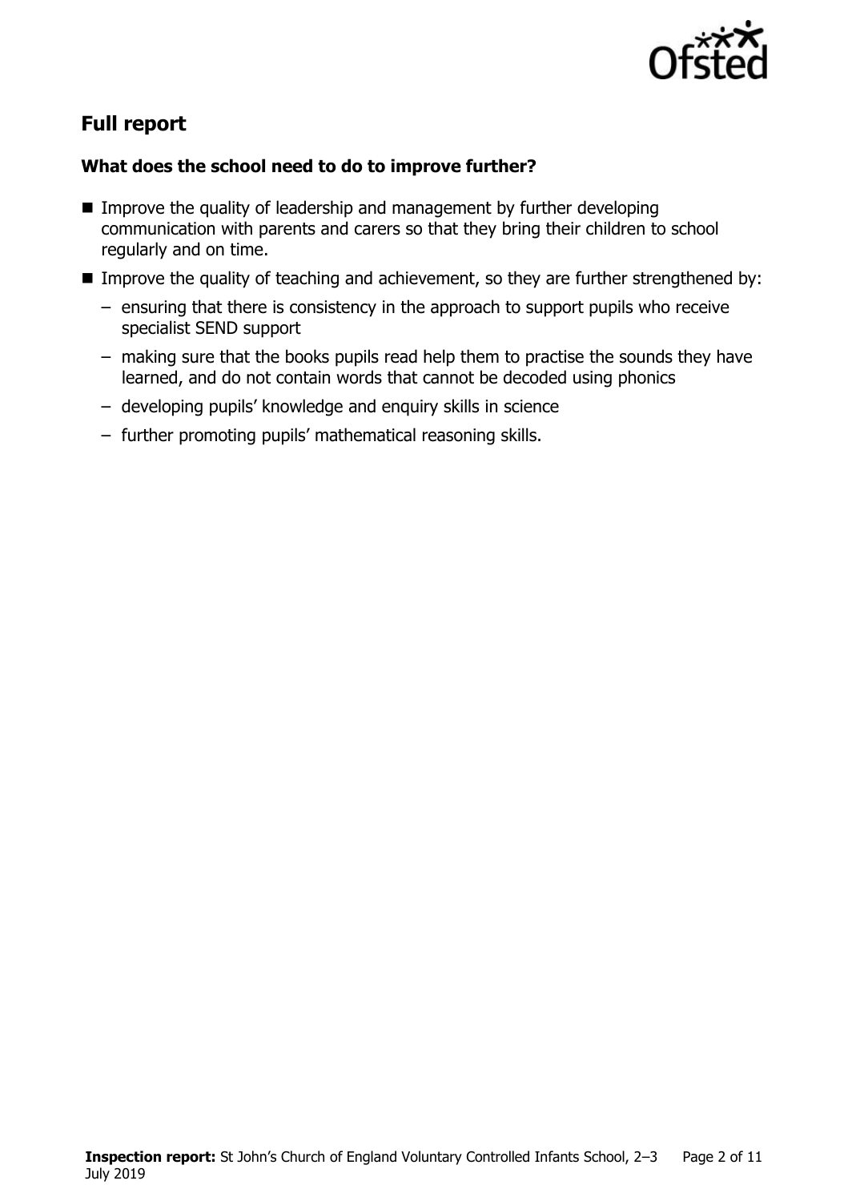## Full report

### What does the school need to do to improve further?

- Improve the quality of leadership and management by further developing communication with parents and carers so that they bring their children to school regularly and on time.
- Improve the quality of teaching and achievement, so they are further strengthened by:
  - ensuring that there is consistency in the approach to support pupils who receive specialist SEND support
  - making sure that the books pupils read help them to practise the sounds they have learned, and do not contain words that cannot be decoded using phonics
  - developing pupils' knowledge and enquiry skills in science
  - further promoting pupils' mathematical reasoning skills.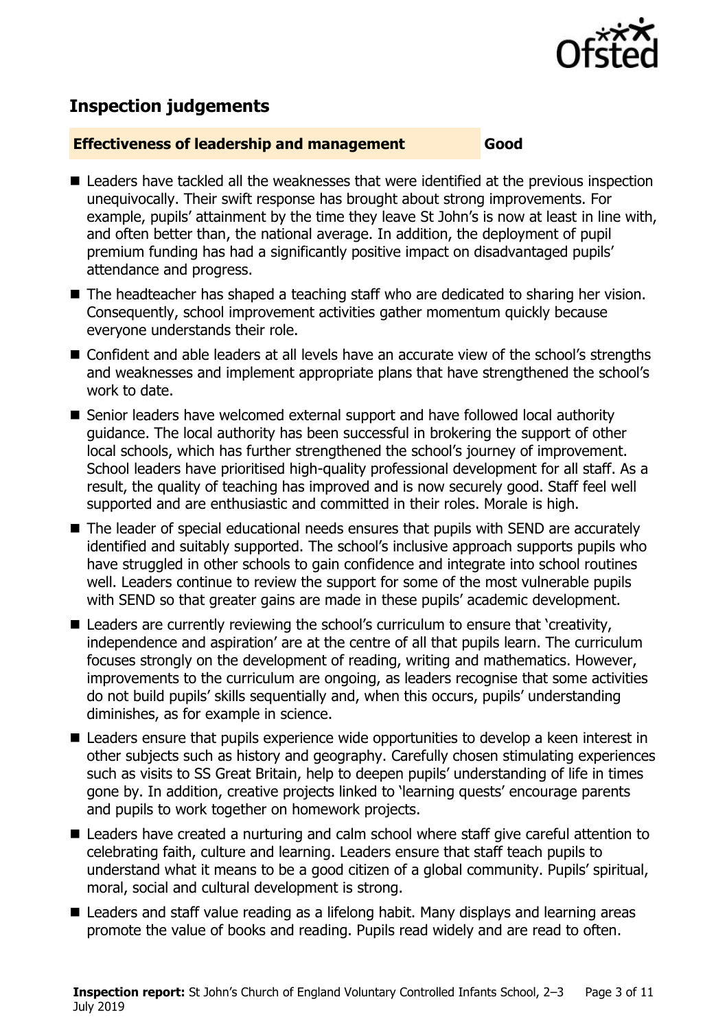## Inspection judgements

| **Effectiveness of leadership and management** | **Good** |
| --- | --- |

- Leaders have tackled all the weaknesses that were identified at the previous inspection unequivocally. Their swift response has brought about strong improvements. For example, pupils' attainment by the time they leave St John's is now at least in line with, and often better than, the national average. In addition, the deployment of pupil premium funding has had a significantly positive impact on disadvantaged pupils' attendance and progress.
- The headteacher has shaped a teaching staff who are dedicated to sharing her vision. Consequently, school improvement activities gather momentum quickly because everyone understands their role.
- Confident and able leaders at all levels have an accurate view of the school's strengths and weaknesses and implement appropriate plans that have strengthened the school's work to date.
- Senior leaders have welcomed external support and have followed local authority guidance. The local authority has been successful in brokering the support of other local schools, which has further strengthened the school's journey of improvement. School leaders have prioritised high-quality professional development for all staff. As a result, the quality of teaching has improved and is now securely good. Staff feel well supported and are enthusiastic and committed in their roles. Morale is high.
- The leader of special educational needs ensures that pupils with SEND are accurately identified and suitably supported. The school's inclusive approach supports pupils who have struggled in other schools to gain confidence and integrate into school routines well. Leaders continue to review the support for some of the most vulnerable pupils with SEND so that greater gains are made in these pupils' academic development.
- Leaders are currently reviewing the school's curriculum to ensure that 'creativity, independence and aspiration' are at the centre of all that pupils learn. The curriculum focuses strongly on the development of reading, writing and mathematics. However, improvements to the curriculum are ongoing, as leaders recognise that some activities do not build pupils' skills sequentially and, when this occurs, pupils' understanding diminishes, as for example in science.
- Leaders ensure that pupils experience wide opportunities to develop a keen interest in other subjects such as history and geography. Carefully chosen stimulating experiences such as visits to SS Great Britain, help to deepen pupils' understanding of life in times gone by. In addition, creative projects linked to 'learning quests' encourage parents and pupils to work together on homework projects.
- Leaders have created a nurturing and calm school where staff give careful attention to celebrating faith, culture and learning. Leaders ensure that staff teach pupils to understand what it means to be a good citizen of a global community. Pupils' spiritual, moral, social and cultural development is strong.
- Leaders and staff value reading as a lifelong habit. Many displays and learning areas promote the value of books and reading. Pupils read widely and are read to often.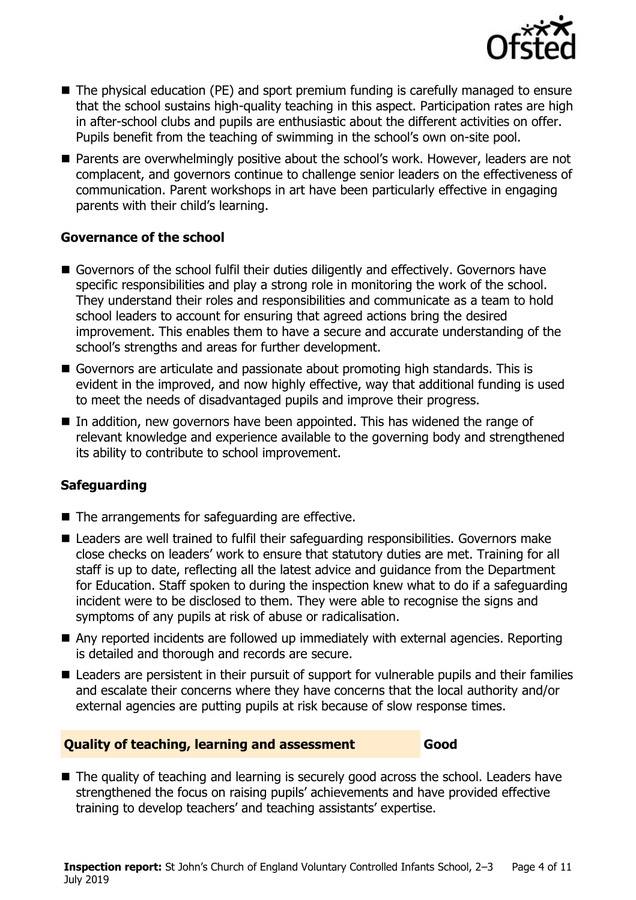- The physical education (PE) and sport premium funding is carefully managed to ensure that the school sustains high-quality teaching in this aspect. Participation rates are high in after-school clubs and pupils are enthusiastic about the different activities on offer. Pupils benefit from the teaching of swimming in the school's own on-site pool.
- Parents are overwhelmingly positive about the school's work. However, leaders are not complacent, and governors continue to challenge senior leaders on the effectiveness of communication. Parent workshops in art have been particularly effective in engaging parents with their child's learning.

### Governance of the school

- Governors of the school fulfil their duties diligently and effectively. Governors have specific responsibilities and play a strong role in monitoring the work of the school. They understand their roles and responsibilities and communicate as a team to hold school leaders to account for ensuring that agreed actions bring the desired improvement. This enables them to have a secure and accurate understanding of the school's strengths and areas for further development.
- Governors are articulate and passionate about promoting high standards. This is evident in the improved, and now highly effective, way that additional funding is used to meet the needs of disadvantaged pupils and improve their progress.
- In addition, new governors have been appointed. This has widened the range of relevant knowledge and experience available to the governing body and strengthened its ability to contribute to school improvement.

### Safeguarding

- The arrangements for safeguarding are effective.
- Leaders are well trained to fulfil their safeguarding responsibilities. Governors make close checks on leaders' work to ensure that statutory duties are met. Training for all staff is up to date, reflecting all the latest advice and guidance from the Department for Education. Staff spoken to during the inspection knew what to do if a safeguarding incident were to be disclosed to them. They were able to recognise the signs and symptoms of any pupils at risk of abuse or radicalisation.
- Any reported incidents are followed up immediately with external agencies. Reporting is detailed and thorough and records are secure.
- Leaders are persistent in their pursuit of support for vulnerable pupils and their families and escalate their concerns where they have concerns that the local authority and/or external agencies are putting pupils at risk because of slow response times.

## Quality of teaching, learning and assessment — Good

- The quality of teaching and learning is securely good across the school. Leaders have strengthened the focus on raising pupils' achievements and have provided effective training to develop teachers' and teaching assistants' expertise.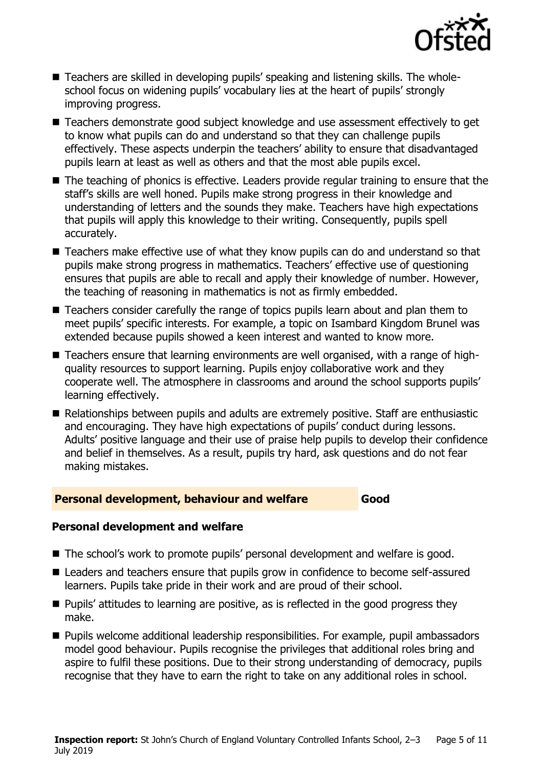- Teachers are skilled in developing pupils' speaking and listening skills. The whole-school focus on widening pupils' vocabulary lies at the heart of pupils' strongly improving progress.
- Teachers demonstrate good subject knowledge and use assessment effectively to get to know what pupils can do and understand so that they can challenge pupils effectively. These aspects underpin the teachers' ability to ensure that disadvantaged pupils learn at least as well as others and that the most able pupils excel.
- The teaching of phonics is effective. Leaders provide regular training to ensure that the staff's skills are well honed. Pupils make strong progress in their knowledge and understanding of letters and the sounds they make. Teachers have high expectations that pupils will apply this knowledge to their writing. Consequently, pupils spell accurately.
- Teachers make effective use of what they know pupils can do and understand so that pupils make strong progress in mathematics. Teachers' effective use of questioning ensures that pupils are able to recall and apply their knowledge of number. However, the teaching of reasoning in mathematics is not as firmly embedded.
- Teachers consider carefully the range of topics pupils learn about and plan them to meet pupils' specific interests. For example, a topic on Isambard Kingdom Brunel was extended because pupils showed a keen interest and wanted to know more.
- Teachers ensure that learning environments are well organised, with a range of high-quality resources to support learning. Pupils enjoy collaborative work and they cooperate well. The atmosphere in classrooms and around the school supports pupils' learning effectively.
- Relationships between pupils and adults are extremely positive. Staff are enthusiastic and encouraging. They have high expectations of pupils' conduct during lessons. Adults' positive language and their use of praise help pupils to develop their confidence and belief in themselves. As a result, pupils try hard, ask questions and do not fear making mistakes.

## Personal development, behaviour and welfare — Good

### Personal development and welfare

- The school's work to promote pupils' personal development and welfare is good.
- Leaders and teachers ensure that pupils grow in confidence to become self-assured learners. Pupils take pride in their work and are proud of their school.
- Pupils' attitudes to learning are positive, as is reflected in the good progress they make.
- Pupils welcome additional leadership responsibilities. For example, pupil ambassadors model good behaviour. Pupils recognise the privileges that additional roles bring and aspire to fulfil these positions. Due to their strong understanding of democracy, pupils recognise that they have to earn the right to take on any additional roles in school.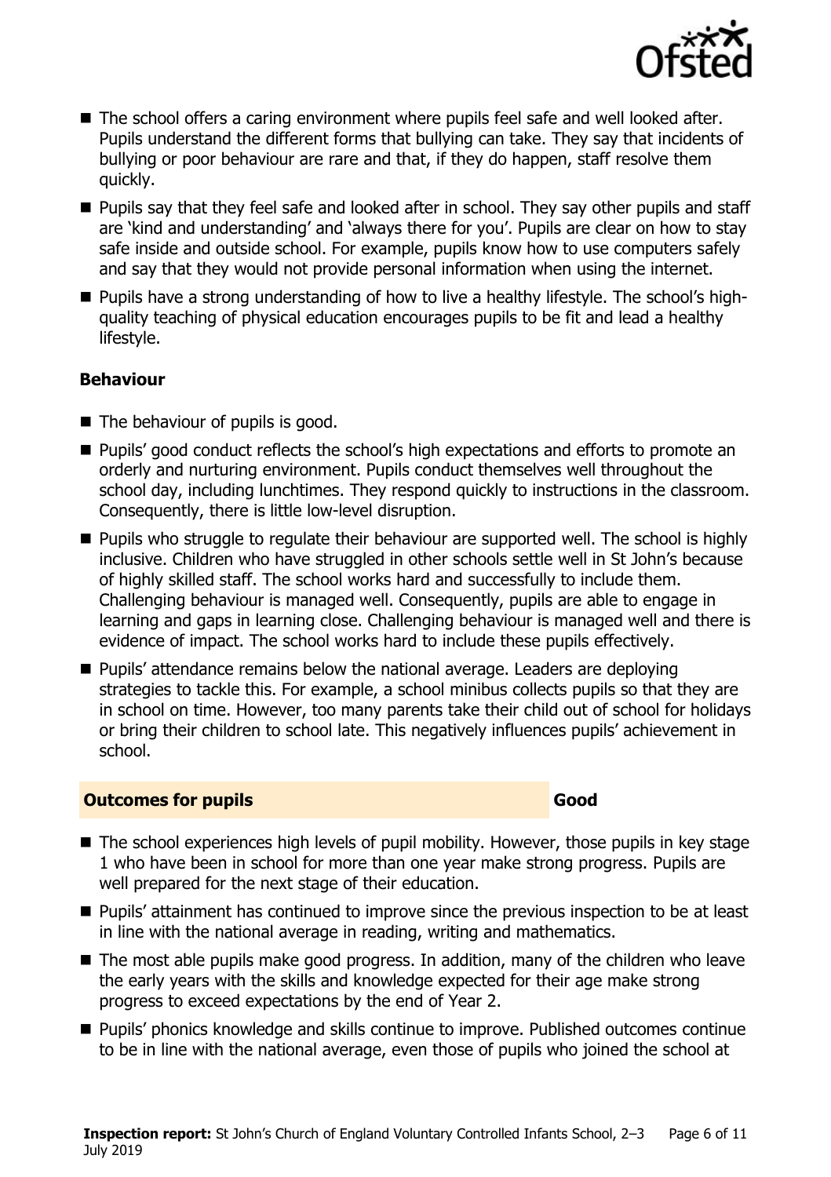- The school offers a caring environment where pupils feel safe and well looked after. Pupils understand the different forms that bullying can take. They say that incidents of bullying or poor behaviour are rare and that, if they do happen, staff resolve them quickly.
- Pupils say that they feel safe and looked after in school. They say other pupils and staff are 'kind and understanding' and 'always there for you'. Pupils are clear on how to stay safe inside and outside school. For example, pupils know how to use computers safely and say that they would not provide personal information when using the internet.
- Pupils have a strong understanding of how to live a healthy lifestyle. The school's high-quality teaching of physical education encourages pupils to be fit and lead a healthy lifestyle.

**Behaviour**

- The behaviour of pupils is good.
- Pupils' good conduct reflects the school's high expectations and efforts to promote an orderly and nurturing environment. Pupils conduct themselves well throughout the school day, including lunchtimes. They respond quickly to instructions in the classroom. Consequently, there is little low-level disruption.
- Pupils who struggle to regulate their behaviour are supported well. The school is highly inclusive. Children who have struggled in other schools settle well in St John's because of highly skilled staff. The school works hard and successfully to include them. Challenging behaviour is managed well. Consequently, pupils are able to engage in learning and gaps in learning close. Challenging behaviour is managed well and there is evidence of impact. The school works hard to include these pupils effectively.
- Pupils' attendance remains below the national average. Leaders are deploying strategies to tackle this. For example, a school minibus collects pupils so that they are in school on time. However, too many parents take their child out of school for holidays or bring their children to school late. This negatively influences pupils' achievement in school.

## Outcomes for pupils — Good

- The school experiences high levels of pupil mobility. However, those pupils in key stage 1 who have been in school for more than one year make strong progress. Pupils are well prepared for the next stage of their education.
- Pupils' attainment has continued to improve since the previous inspection to be at least in line with the national average in reading, writing and mathematics.
- The most able pupils make good progress. In addition, many of the children who leave the early years with the skills and knowledge expected for their age make strong progress to exceed expectations by the end of Year 2.
- Pupils' phonics knowledge and skills continue to improve. Published outcomes continue to be in line with the national average, even those of pupils who joined the school at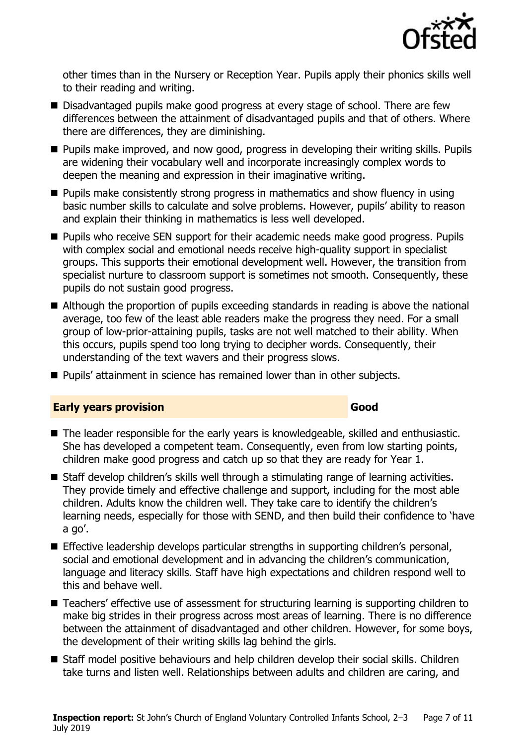other times than in the Nursery or Reception Year. Pupils apply their phonics skills well to their reading and writing.

- Disadvantaged pupils make good progress at every stage of school. There are few differences between the attainment of disadvantaged pupils and that of others. Where there are differences, they are diminishing.
- Pupils make improved, and now good, progress in developing their writing skills. Pupils are widening their vocabulary well and incorporate increasingly complex words to deepen the meaning and expression in their imaginative writing.
- Pupils make consistently strong progress in mathematics and show fluency in using basic number skills to calculate and solve problems. However, pupils' ability to reason and explain their thinking in mathematics is less well developed.
- Pupils who receive SEN support for their academic needs make good progress. Pupils with complex social and emotional needs receive high-quality support in specialist groups. This supports their emotional development well. However, the transition from specialist nurture to classroom support is sometimes not smooth. Consequently, these pupils do not sustain good progress.
- Although the proportion of pupils exceeding standards in reading is above the national average, too few of the least able readers make the progress they need. For a small group of low-prior-attaining pupils, tasks are not well matched to their ability. When this occurs, pupils spend too long trying to decipher words. Consequently, their understanding of the text wavers and their progress slows.
- Pupils' attainment in science has remained lower than in other subjects.

## Early years provision — Good

- The leader responsible for the early years is knowledgeable, skilled and enthusiastic. She has developed a competent team. Consequently, even from low starting points, children make good progress and catch up so that they are ready for Year 1.
- Staff develop children's skills well through a stimulating range of learning activities. They provide timely and effective challenge and support, including for the most able children. Adults know the children well. They take care to identify the children's learning needs, especially for those with SEND, and then build their confidence to 'have a go'.
- Effective leadership develops particular strengths in supporting children's personal, social and emotional development and in advancing the children's communication, language and literacy skills. Staff have high expectations and children respond well to this and behave well.
- Teachers' effective use of assessment for structuring learning is supporting children to make big strides in their progress across most areas of learning. There is no difference between the attainment of disadvantaged and other children. However, for some boys, the development of their writing skills lag behind the girls.
- Staff model positive behaviours and help children develop their social skills. Children take turns and listen well. Relationships between adults and children are caring, and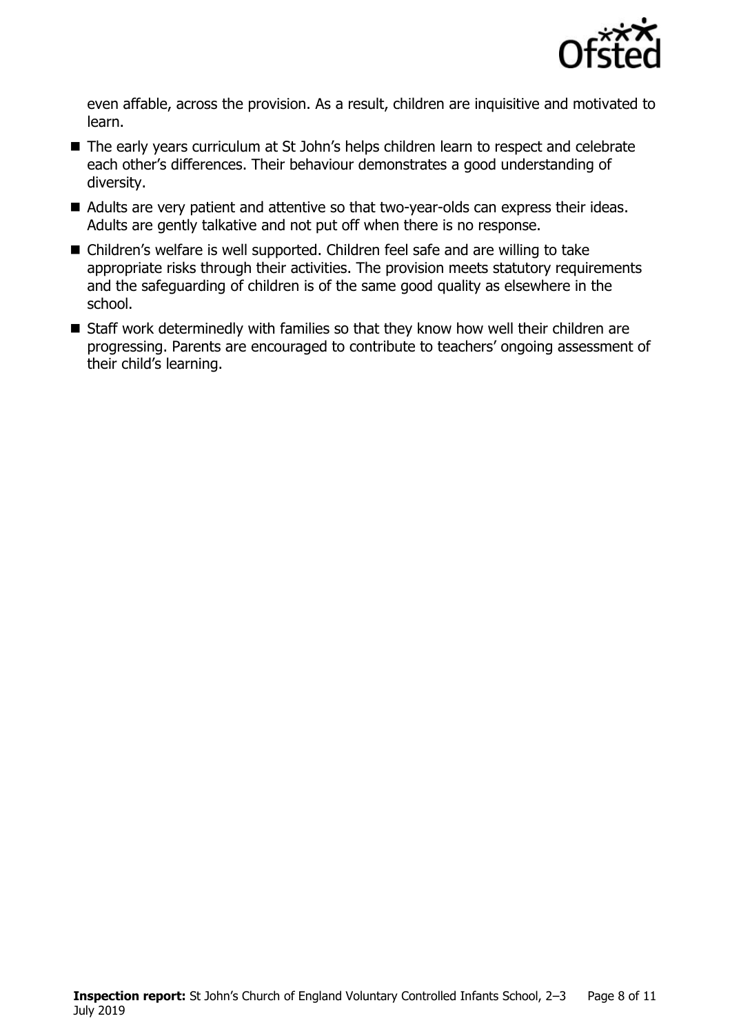even affable, across the provision. As a result, children are inquisitive and motivated to learn.

- The early years curriculum at St John's helps children learn to respect and celebrate each other's differences. Their behaviour demonstrates a good understanding of diversity.
- Adults are very patient and attentive so that two-year-olds can express their ideas. Adults are gently talkative and not put off when there is no response.
- Children's welfare is well supported. Children feel safe and are willing to take appropriate risks through their activities. The provision meets statutory requirements and the safeguarding of children is of the same good quality as elsewhere in the school.
- Staff work determinedly with families so that they know how well their children are progressing. Parents are encouraged to contribute to teachers' ongoing assessment of their child's learning.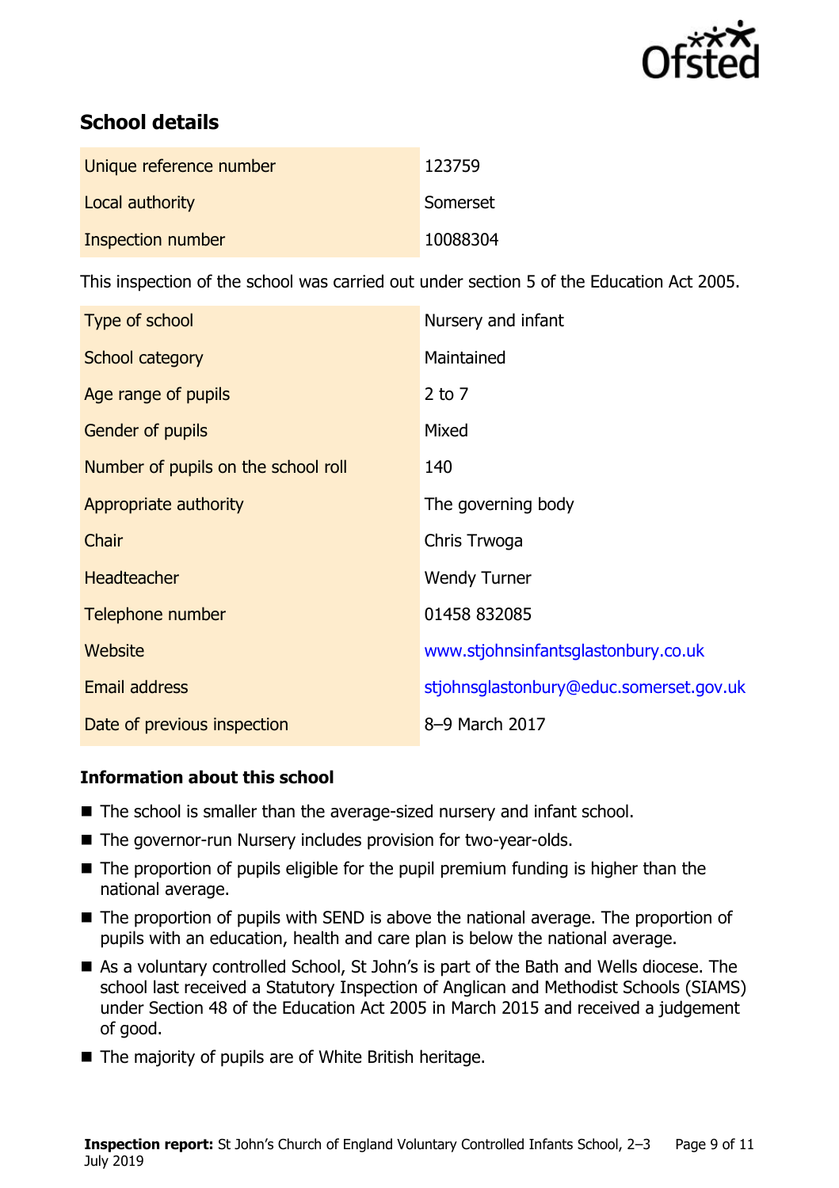## School details

| | |
|---|---|
| Unique reference number | 123759 |
| Local authority | Somerset |
| Inspection number | 10088304 |

This inspection of the school was carried out under section 5 of the Education Act 2005.

| | |
|---|---|
| Type of school | Nursery and infant |
| School category | Maintained |
| Age range of pupils | 2 to 7 |
| Gender of pupils | Mixed |
| Number of pupils on the school roll | 140 |
| Appropriate authority | The governing body |
| Chair | Chris Trwoga |
| Headteacher | Wendy Turner |
| Telephone number | 01458 832085 |
| Website | www.stjohnsinfantsglastonbury.co.uk |
| Email address | stjohnsglastonbury@educ.somerset.gov.uk |
| Date of previous inspection | 8–9 March 2017 |

### Information about this school

- The school is smaller than the average-sized nursery and infant school.
- The governor-run Nursery includes provision for two-year-olds.
- The proportion of pupils eligible for the pupil premium funding is higher than the national average.
- The proportion of pupils with SEND is above the national average. The proportion of pupils with an education, health and care plan is below the national average.
- As a voluntary controlled School, St John's is part of the Bath and Wells diocese. The school last received a Statutory Inspection of Anglican and Methodist Schools (SIAMS) under Section 48 of the Education Act 2005 in March 2015 and received a judgement of good.
- The majority of pupils are of White British heritage.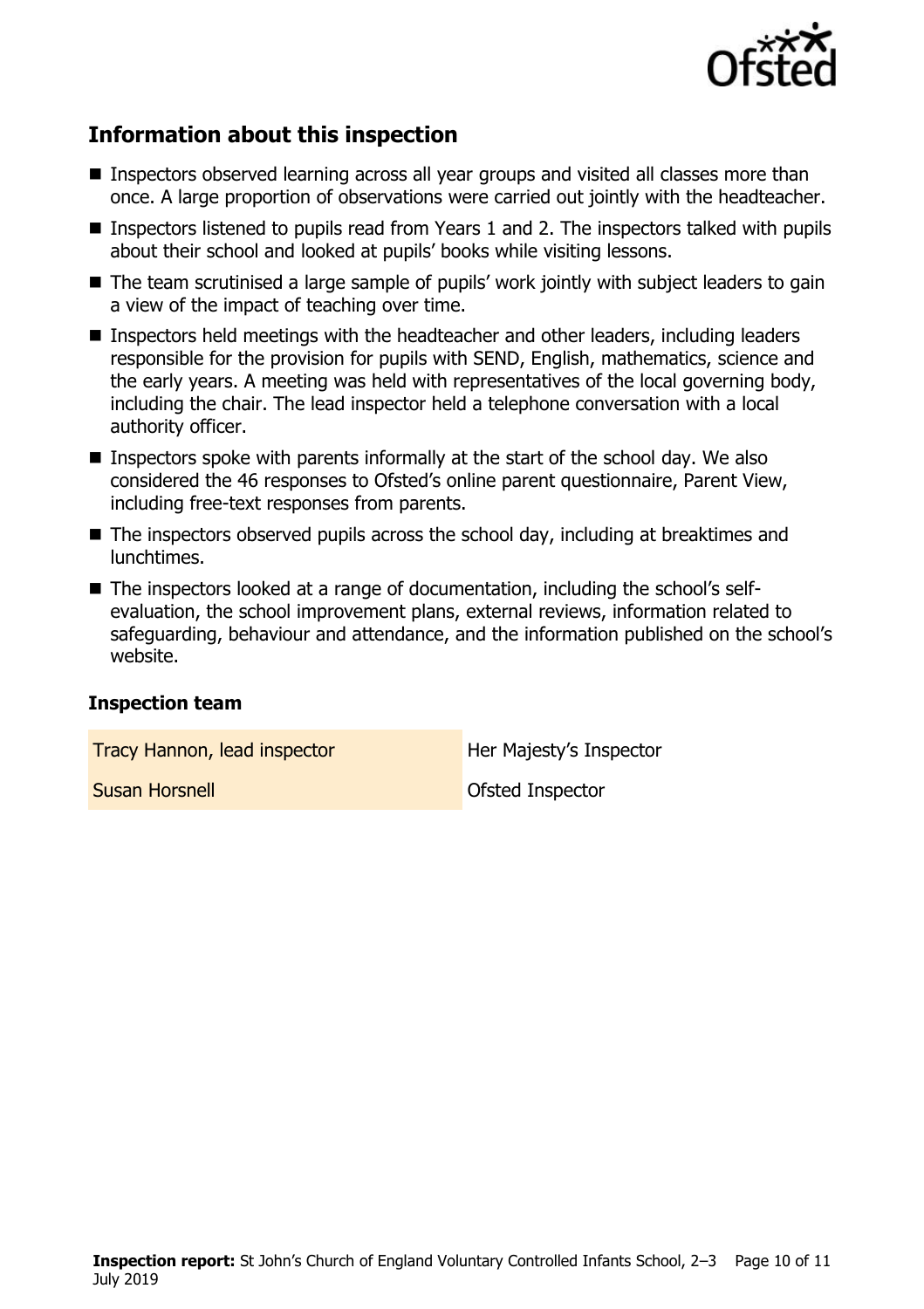## Information about this inspection

- Inspectors observed learning across all year groups and visited all classes more than once. A large proportion of observations were carried out jointly with the headteacher.
- Inspectors listened to pupils read from Years 1 and 2. The inspectors talked with pupils about their school and looked at pupils' books while visiting lessons.
- The team scrutinised a large sample of pupils' work jointly with subject leaders to gain a view of the impact of teaching over time.
- Inspectors held meetings with the headteacher and other leaders, including leaders responsible for the provision for pupils with SEND, English, mathematics, science and the early years. A meeting was held with representatives of the local governing body, including the chair. The lead inspector held a telephone conversation with a local authority officer.
- Inspectors spoke with parents informally at the start of the school day. We also considered the 46 responses to Ofsted's online parent questionnaire, Parent View, including free-text responses from parents.
- The inspectors observed pupils across the school day, including at breaktimes and lunchtimes.
- The inspectors looked at a range of documentation, including the school's self-evaluation, the school improvement plans, external reviews, information related to safeguarding, behaviour and attendance, and the information published on the school's website.

### Inspection team

| | |
|---|---|
| Tracy Hannon, lead inspector | Her Majesty's Inspector |
| Susan Horsnell | Ofsted Inspector |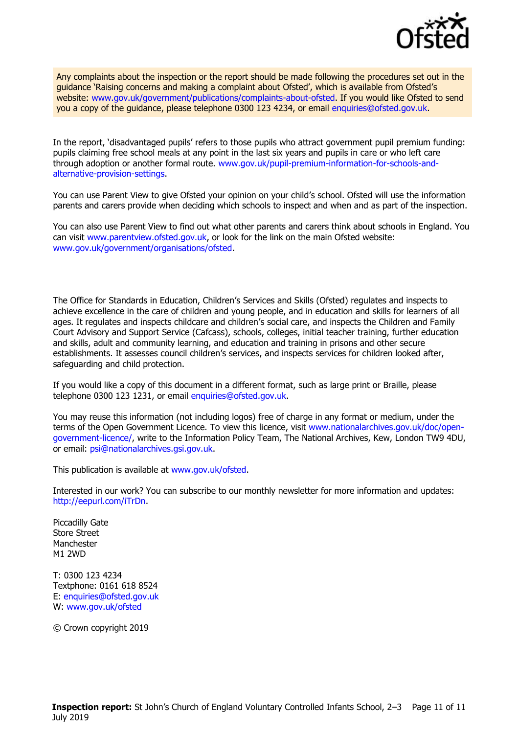Any complaints about the inspection or the report should be made following the procedures set out in the guidance 'Raising concerns and making a complaint about Ofsted', which is available from Ofsted's website: www.gov.uk/government/publications/complaints-about-ofsted. If you would like Ofsted to send you a copy of the guidance, please telephone 0300 123 4234, or email enquiries@ofsted.gov.uk.

In the report, 'disadvantaged pupils' refers to those pupils who attract government pupil premium funding: pupils claiming free school meals at any point in the last six years and pupils in care or who left care through adoption or another formal route. www.gov.uk/pupil-premium-information-for-schools-and-alternative-provision-settings.

You can use Parent View to give Ofsted your opinion on your child's school. Ofsted will use the information parents and carers provide when deciding which schools to inspect and when and as part of the inspection.

You can also use Parent View to find out what other parents and carers think about schools in England. You can visit www.parentview.ofsted.gov.uk, or look for the link on the main Ofsted website: www.gov.uk/government/organisations/ofsted.

The Office for Standards in Education, Children's Services and Skills (Ofsted) regulates and inspects to achieve excellence in the care of children and young people, and in education and skills for learners of all ages. It regulates and inspects childcare and children's social care, and inspects the Children and Family Court Advisory and Support Service (Cafcass), schools, colleges, initial teacher training, further education and skills, adult and community learning, and education and training in prisons and other secure establishments. It assesses council children's services, and inspects services for children looked after, safeguarding and child protection.

If you would like a copy of this document in a different format, such as large print or Braille, please telephone 0300 123 1231, or email enquiries@ofsted.gov.uk.

You may reuse this information (not including logos) free of charge in any format or medium, under the terms of the Open Government Licence. To view this licence, visit www.nationalarchives.gov.uk/doc/open-government-licence/, write to the Information Policy Team, The National Archives, Kew, London TW9 4DU, or email: psi@nationalarchives.gsi.gov.uk.

This publication is available at www.gov.uk/ofsted.

Interested in our work? You can subscribe to our monthly newsletter for more information and updates: http://eepurl.com/iTrDn.

Piccadilly Gate
Store Street
Manchester
M1 2WD

T: 0300 123 4234
Textphone: 0161 618 8524
E: enquiries@ofsted.gov.uk
W: www.gov.uk/ofsted

© Crown copyright 2019